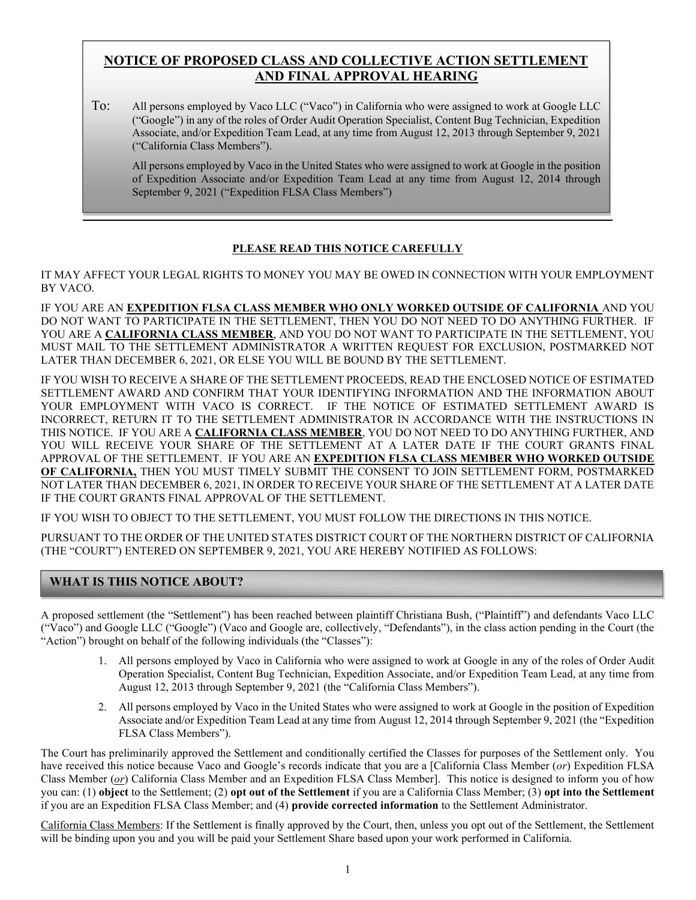# NOTICE OF PROPOSED CLASS AND COLLECTIVE ACTION SETTLEMENT AND FINAL APPROVAL HEARING

To: All persons employed by Vaco LLC ("Vaco") in California who were assigned to work at Google LLC ("Google") in any of the roles of Order Audit Operation Specialist, Content Bug Technician, Expedition Associate, and/or Expedition Team Lead, at any time from August 12, 2013 through September 9, 2021 ("California Class Members").

All persons employed by Vaco in the United States who were assigned to work at Google in the position of Expedition Associate and/or Expedition Team Lead at any time from August 12, 2014 through September 9, 2021 ("Expedition FLSA Class Members")

**PLEASE READ THIS NOTICE CAREFULLY**

IT MAY AFFECT YOUR LEGAL RIGHTS TO MONEY YOU MAY BE OWED IN CONNECTION WITH YOUR EMPLOYMENT BY VACO.

IF YOU ARE AN **EXPEDITION FLSA CLASS MEMBER WHO ONLY WORKED OUTSIDE OF CALIFORNIA** AND YOU DO NOT WANT TO PARTICIPATE IN THE SETTLEMENT, THEN YOU DO NOT NEED TO DO ANYTHING FURTHER. IF YOU ARE A **CALIFORNIA CLASS MEMBER**, AND YOU DO NOT WANT TO PARTICIPATE IN THE SETTLEMENT, YOU MUST MAIL TO THE SETTLEMENT ADMINISTRATOR A WRITTEN REQUEST FOR EXCLUSION, POSTMARKED NOT LATER THAN DECEMBER 6, 2021, OR ELSE YOU WILL BE BOUND BY THE SETTLEMENT.

IF YOU WISH TO RECEIVE A SHARE OF THE SETTLEMENT PROCEEDS, READ THE ENCLOSED NOTICE OF ESTIMATED SETTLEMENT AWARD AND CONFIRM THAT YOUR IDENTIFYING INFORMATION AND THE INFORMATION ABOUT YOUR EMPLOYMENT WITH VACO IS CORRECT. IF THE NOTICE OF ESTIMATED SETTLEMENT AWARD IS INCORRECT, RETURN IT TO THE SETTLEMENT ADMINISTRATOR IN ACCORDANCE WITH THE INSTRUCTIONS IN THIS NOTICE. IF YOU ARE A **CALIFORNIA CLASS MEMBER**, YOU DO NOT NEED TO DO ANYTHING FURTHER, AND YOU WILL RECEIVE YOUR SHARE OF THE SETTLEMENT AT A LATER DATE IF THE COURT GRANTS FINAL APPROVAL OF THE SETTLEMENT. IF YOU ARE AN **EXPEDITION FLSA CLASS MEMBER WHO WORKED OUTSIDE OF CALIFORNIA,** THEN YOU MUST TIMELY SUBMIT THE CONSENT TO JOIN SETTLEMENT FORM, POSTMARKED NOT LATER THAN DECEMBER 6, 2021, IN ORDER TO RECEIVE YOUR SHARE OF THE SETTLEMENT AT A LATER DATE IF THE COURT GRANTS FINAL APPROVAL OF THE SETTLEMENT.

IF YOU WISH TO OBJECT TO THE SETTLEMENT, YOU MUST FOLLOW THE DIRECTIONS IN THIS NOTICE.

PURSUANT TO THE ORDER OF THE UNITED STATES DISTRICT COURT OF THE NORTHERN DISTRICT OF CALIFORNIA (THE "COURT") ENTERED ON SEPTEMBER 9, 2021, YOU ARE HEREBY NOTIFIED AS FOLLOWS:

## WHAT IS THIS NOTICE ABOUT?

A proposed settlement (the "Settlement") has been reached between plaintiff Christiana Bush, ("Plaintiff") and defendants Vaco LLC ("Vaco") and Google LLC ("Google") (Vaco and Google are, collectively, "Defendants"), in the class action pending in the Court (the "Action") brought on behalf of the following individuals (the "Classes"):

1. All persons employed by Vaco in California who were assigned to work at Google in any of the roles of Order Audit Operation Specialist, Content Bug Technician, Expedition Associate, and/or Expedition Team Lead, at any time from August 12, 2013 through September 9, 2021 (the "California Class Members").
2. All persons employed by Vaco in the United States who were assigned to work at Google in the position of Expedition Associate and/or Expedition Team Lead at any time from August 12, 2014 through September 9, 2021 (the "Expedition FLSA Class Members").

The Court has preliminarily approved the Settlement and conditionally certified the Classes for purposes of the Settlement only. You have received this notice because Vaco and Google's records indicate that you are a [California Class Member (*or*) Expedition FLSA Class Member (*or*) California Class Member and an Expedition FLSA Class Member]. This notice is designed to inform you of how you can: (1) **object** to the Settlement; (2) **opt out of the Settlement** if you are a California Class Member; (3) **opt into the Settlement** if you are an Expedition FLSA Class Member; and (4) **provide corrected information** to the Settlement Administrator.

California Class Members: If the Settlement is finally approved by the Court, then, unless you opt out of the Settlement, the Settlement will be binding upon you and you will be paid your Settlement Share based upon your work performed in California.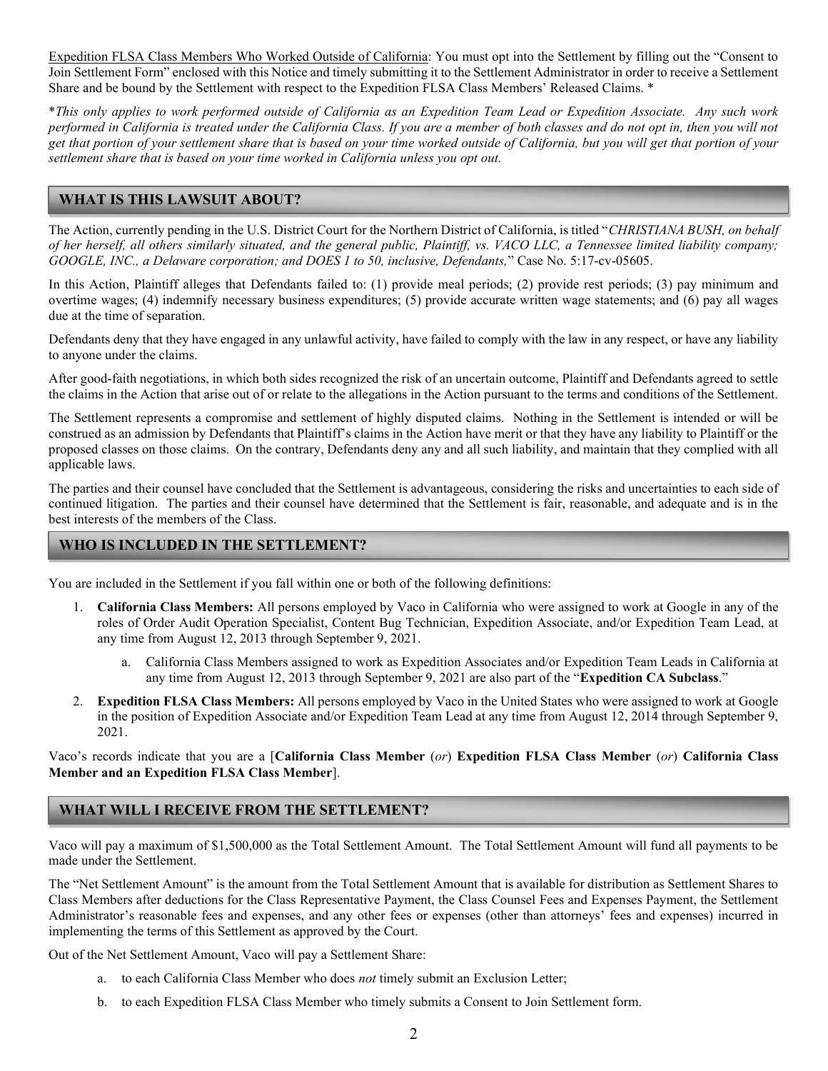<u>Expedition FLSA Class Members Who Worked Outside of California</u>: You must opt into the Settlement by filling out the "Consent to Join Settlement Form" enclosed with this Notice and timely submitting it to the Settlement Administrator in order to receive a Settlement Share and be bound by the Settlement with respect to the Expedition FLSA Class Members' Released Claims. *

**This only applies to work performed outside of California as an Expedition Team Lead or Expedition Associate. Any such work performed in California is treated under the California Class. If you are a member of both classes and do not opt in, then you will not get that portion of your settlement share that is based on your time worked outside of California, but you will get that portion of your settlement share that is based on your time worked in California unless you opt out.*

## WHAT IS THIS LAWSUIT ABOUT?

The Action, currently pending in the U.S. District Court for the Northern District of California, is titled "*CHRISTIANA BUSH, on behalf of her herself, all others similarly situated, and the general public, Plaintiff, vs. VACO LLC, a Tennessee limited liability company; GOOGLE, INC., a Delaware corporation; and DOES 1 to 50, inclusive, Defendants,*" Case No. 5:17-cv-05605.

In this Action, Plaintiff alleges that Defendants failed to: (1) provide meal periods; (2) provide rest periods; (3) pay minimum and overtime wages; (4) indemnify necessary business expenditures; (5) provide accurate written wage statements; and (6) pay all wages due at the time of separation.

Defendants deny that they have engaged in any unlawful activity, have failed to comply with the law in any respect, or have any liability to anyone under the claims.

After good-faith negotiations, in which both sides recognized the risk of an uncertain outcome, Plaintiff and Defendants agreed to settle the claims in the Action that arise out of or relate to the allegations in the Action pursuant to the terms and conditions of the Settlement.

The Settlement represents a compromise and settlement of highly disputed claims. Nothing in the Settlement is intended or will be construed as an admission by Defendants that Plaintiff's claims in the Action have merit or that they have any liability to Plaintiff or the proposed classes on those claims. On the contrary, Defendants deny any and all such liability, and maintain that they complied with all applicable laws.

The parties and their counsel have concluded that the Settlement is advantageous, considering the risks and uncertainties to each side of continued litigation. The parties and their counsel have determined that the Settlement is fair, reasonable, and adequate and is in the best interests of the members of the Class.

## WHO IS INCLUDED IN THE SETTLEMENT?

You are included in the Settlement if you fall within one or both of the following definitions:

1. **California Class Members:** All persons employed by Vaco in California who were assigned to work at Google in any of the roles of Order Audit Operation Specialist, Content Bug Technician, Expedition Associate, and/or Expedition Team Lead, at any time from August 12, 2013 through September 9, 2021.
   a. California Class Members assigned to work as Expedition Associates and/or Expedition Team Leads in California at any time from August 12, 2013 through September 9, 2021 are also part of the "**Expedition CA Subclass**."
2. **Expedition FLSA Class Members:** All persons employed by Vaco in the United States who were assigned to work at Google in the position of Expedition Associate and/or Expedition Team Lead at any time from August 12, 2014 through September 9, 2021.

Vaco's records indicate that you are a [**California Class Member** (*or*) **Expedition FLSA Class Member** (*or*) **California Class Member and an Expedition FLSA Class Member**].

## WHAT WILL I RECEIVE FROM THE SETTLEMENT?

Vaco will pay a maximum of $1,500,000 as the Total Settlement Amount. The Total Settlement Amount will fund all payments to be made under the Settlement.

The "Net Settlement Amount" is the amount from the Total Settlement Amount that is available for distribution as Settlement Shares to Class Members after deductions for the Class Representative Payment, the Class Counsel Fees and Expenses Payment, the Settlement Administrator's reasonable fees and expenses, and any other fees or expenses (other than attorneys' fees and expenses) incurred in implementing the terms of this Settlement as approved by the Court.

Out of the Net Settlement Amount, Vaco will pay a Settlement Share:

a. to each California Class Member who does *not* timely submit an Exclusion Letter;
b. to each Expedition FLSA Class Member who timely submits a Consent to Join Settlement form.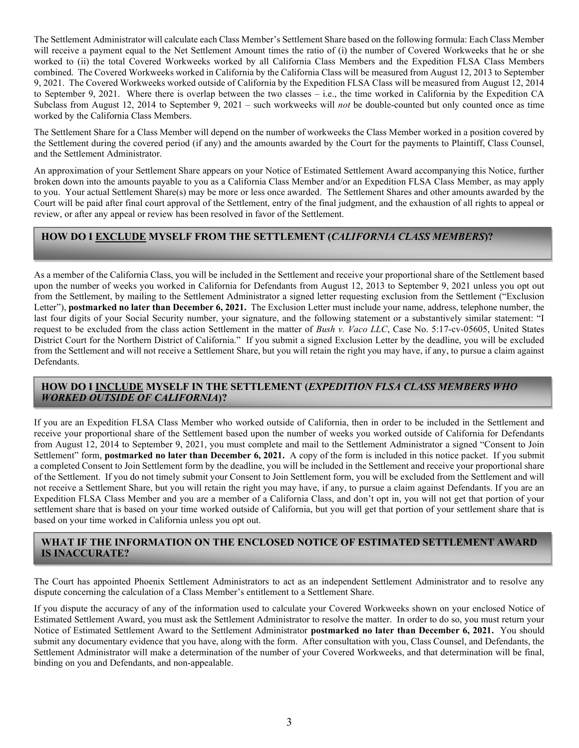The Settlement Administrator will calculate each Class Member's Settlement Share based on the following formula: Each Class Member will receive a payment equal to the Net Settlement Amount times the ratio of (i) the number of Covered Workweeks that he or she worked to (ii) the total Covered Workweeks worked by all California Class Members and the Expedition FLSA Class Members combined. The Covered Workweeks worked in California by the California Class will be measured from August 12, 2013 to September 9, 2021. The Covered Workweeks worked outside of California by the Expedition FLSA Class will be measured from August 12, 2014 to September 9, 2021. Where there is overlap between the two classes – i.e., the time worked in California by the Expedition CA Subclass from August 12, 2014 to September 9, 2021 – such workweeks will *not* be double-counted but only counted once as time worked by the California Class Members.

The Settlement Share for a Class Member will depend on the number of workweeks the Class Member worked in a position covered by the Settlement during the covered period (if any) and the amounts awarded by the Court for the payments to Plaintiff, Class Counsel, and the Settlement Administrator.

An approximation of your Settlement Share appears on your Notice of Estimated Settlement Award accompanying this Notice, further broken down into the amounts payable to you as a California Class Member and/or an Expedition FLSA Class Member, as may apply to you. Your actual Settlement Share(s) may be more or less once awarded. The Settlement Shares and other amounts awarded by the Court will be paid after final court approval of the Settlement, entry of the final judgment, and the exhaustion of all rights to appeal or review, or after any appeal or review has been resolved in favor of the Settlement.

## HOW DO I <u>EXCLUDE</u> MYSELF FROM THE SETTLEMENT (*CALIFORNIA CLASS MEMBERS*)?

As a member of the California Class, you will be included in the Settlement and receive your proportional share of the Settlement based upon the number of weeks you worked in California for Defendants from August 12, 2013 to September 9, 2021 unless you opt out from the Settlement, by mailing to the Settlement Administrator a signed letter requesting exclusion from the Settlement ("Exclusion Letter"), **postmarked no later than December 6, 2021.** The Exclusion Letter must include your name, address, telephone number, the last four digits of your Social Security number, your signature, and the following statement or a substantively similar statement: "I request to be excluded from the class action Settlement in the matter of *Bush v. Vaco LLC*, Case No. 5:17-cv-05605, United States District Court for the Northern District of California." If you submit a signed Exclusion Letter by the deadline, you will be excluded from the Settlement and will not receive a Settlement Share, but you will retain the right you may have, if any, to pursue a claim against Defendants.

## HOW DO I <u>INCLUDE</u> MYSELF IN THE SETTLEMENT (*EXPEDITION FLSA CLASS MEMBERS WHO WORKED OUTSIDE OF CALIFORNIA*)?

If you are an Expedition FLSA Class Member who worked outside of California, then in order to be included in the Settlement and receive your proportional share of the Settlement based upon the number of weeks you worked outside of California for Defendants from August 12, 2014 to September 9, 2021, you must complete and mail to the Settlement Administrator a signed "Consent to Join Settlement" form, **postmarked no later than December 6, 2021.** A copy of the form is included in this notice packet. If you submit a completed Consent to Join Settlement form by the deadline, you will be included in the Settlement and receive your proportional share of the Settlement. If you do not timely submit your Consent to Join Settlement form, you will be excluded from the Settlement and will not receive a Settlement Share, but you will retain the right you may have, if any, to pursue a claim against Defendants. If you are an Expedition FLSA Class Member and you are a member of a California Class, and don't opt in, you will not get that portion of your settlement share that is based on your time worked outside of California, but you will get that portion of your settlement share that is based on your time worked in California unless you opt out.

## WHAT IF THE INFORMATION ON THE ENCLOSED NOTICE OF ESTIMATED SETTLEMENT AWARD IS INACCURATE?

The Court has appointed Phoenix Settlement Administrators to act as an independent Settlement Administrator and to resolve any dispute concerning the calculation of a Class Member's entitlement to a Settlement Share.

If you dispute the accuracy of any of the information used to calculate your Covered Workweeks shown on your enclosed Notice of Estimated Settlement Award, you must ask the Settlement Administrator to resolve the matter. In order to do so, you must return your Notice of Estimated Settlement Award to the Settlement Administrator **postmarked no later than December 6, 2021.** You should submit any documentary evidence that you have, along with the form. After consultation with you, Class Counsel, and Defendants, the Settlement Administrator will make a determination of the number of your Covered Workweeks, and that determination will be final, binding on you and Defendants, and non-appealable.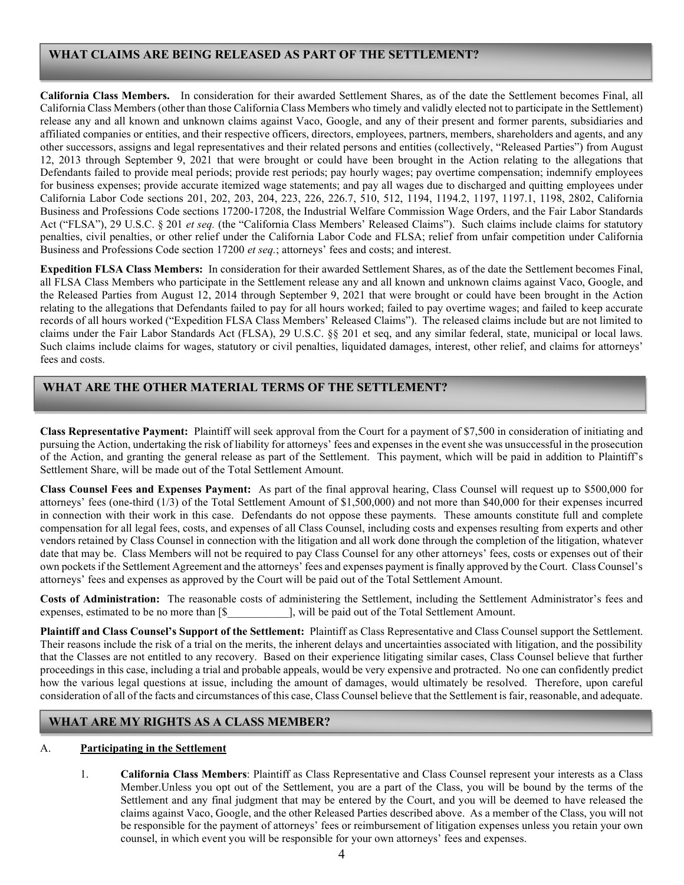## WHAT CLAIMS ARE BEING RELEASED AS PART OF THE SETTLEMENT?

**California Class Members.** In consideration for their awarded Settlement Shares, as of the date the Settlement becomes Final, all California Class Members (other than those California Class Members who timely and validly elected not to participate in the Settlement) release any and all known and unknown claims against Vaco, Google, and any of their present and former parents, subsidiaries and affiliated companies or entities, and their respective officers, directors, employees, partners, members, shareholders and agents, and any other successors, assigns and legal representatives and their related persons and entities (collectively, "Released Parties") from August 12, 2013 through September 9, 2021 that were brought or could have been brought in the Action relating to the allegations that Defendants failed to provide meal periods; provide rest periods; pay hourly wages; pay overtime compensation; indemnify employees for business expenses; provide accurate itemized wage statements; and pay all wages due to discharged and quitting employees under California Labor Code sections 201, 202, 203, 204, 223, 226, 226.7, 510, 512, 1194, 1194.2, 1197, 1197.1, 1198, 2802, California Business and Professions Code sections 17200-17208, the Industrial Welfare Commission Wage Orders, and the Fair Labor Standards Act ("FLSA"), 29 U.S.C. § 201 *et seq.* (the "California Class Members' Released Claims"). Such claims include claims for statutory penalties, civil penalties, or other relief under the California Labor Code and FLSA; relief from unfair competition under California Business and Professions Code section 17200 *et seq.*; attorneys' fees and costs; and interest.

**Expedition FLSA Class Members:** In consideration for their awarded Settlement Shares, as of the date the Settlement becomes Final, all FLSA Class Members who participate in the Settlement release any and all known and unknown claims against Vaco, Google, and the Released Parties from August 12, 2014 through September 9, 2021 that were brought or could have been brought in the Action relating to the allegations that Defendants failed to pay for all hours worked; failed to pay overtime wages; and failed to keep accurate records of all hours worked ("Expedition FLSA Class Members' Released Claims"). The released claims include but are not limited to claims under the Fair Labor Standards Act (FLSA), 29 U.S.C. §§ 201 et seq, and any similar federal, state, municipal or local laws. Such claims include claims for wages, statutory or civil penalties, liquidated damages, interest, other relief, and claims for attorneys' fees and costs.

## WHAT ARE THE OTHER MATERIAL TERMS OF THE SETTLEMENT?

**Class Representative Payment:** Plaintiff will seek approval from the Court for a payment of $7,500 in consideration of initiating and pursuing the Action, undertaking the risk of liability for attorneys' fees and expenses in the event she was unsuccessful in the prosecution of the Action, and granting the general release as part of the Settlement. This payment, which will be paid in addition to Plaintiff's Settlement Share, will be made out of the Total Settlement Amount.

**Class Counsel Fees and Expenses Payment:** As part of the final approval hearing, Class Counsel will request up to $500,000 for attorneys' fees (one-third (1/3) of the Total Settlement Amount of $1,500,000) and not more than $40,000 for their expenses incurred in connection with their work in this case. Defendants do not oppose these payments. These amounts constitute full and complete compensation for all legal fees, costs, and expenses of all Class Counsel, including costs and expenses resulting from experts and other vendors retained by Class Counsel in connection with the litigation and all work done through the completion of the litigation, whatever date that may be. Class Members will not be required to pay Class Counsel for any other attorneys' fees, costs or expenses out of their own pockets if the Settlement Agreement and the attorneys' fees and expenses payment is finally approved by the Court. Class Counsel's attorneys' fees and expenses as approved by the Court will be paid out of the Total Settlement Amount.

**Costs of Administration:** The reasonable costs of administering the Settlement, including the Settlement Administrator's fees and expenses, estimated to be no more than [$___________], will be paid out of the Total Settlement Amount.

**Plaintiff and Class Counsel's Support of the Settlement:** Plaintiff as Class Representative and Class Counsel support the Settlement. Their reasons include the risk of a trial on the merits, the inherent delays and uncertainties associated with litigation, and the possibility that the Classes are not entitled to any recovery. Based on their experience litigating similar cases, Class Counsel believe that further proceedings in this case, including a trial and probable appeals, would be very expensive and protracted. No one can confidently predict how the various legal questions at issue, including the amount of damages, would ultimately be resolved. Therefore, upon careful consideration of all of the facts and circumstances of this case, Class Counsel believe that the Settlement is fair, reasonable, and adequate.

## WHAT ARE MY RIGHTS AS A CLASS MEMBER?

A. **Participating in the Settlement**

1. **California Class Members**: Plaintiff as Class Representative and Class Counsel represent your interests as a Class Member.Unless you opt out of the Settlement, you are a part of the Class, you will be bound by the terms of the Settlement and any final judgment that may be entered by the Court, and you will be deemed to have released the claims against Vaco, Google, and the other Released Parties described above. As a member of the Class, you will not be responsible for the payment of attorneys' fees or reimbursement of litigation expenses unless you retain your own counsel, in which event you will be responsible for your own attorneys' fees and expenses.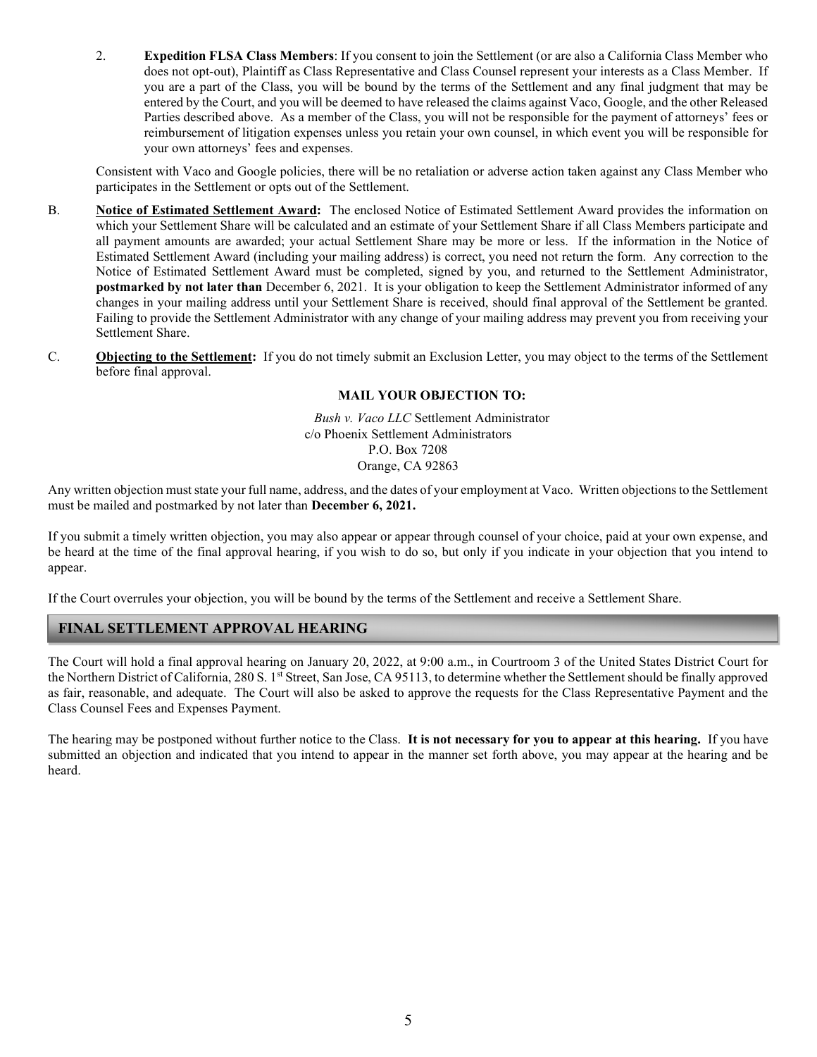2. **Expedition FLSA Class Members**: If you consent to join the Settlement (or are also a California Class Member who does not opt-out), Plaintiff as Class Representative and Class Counsel represent your interests as a Class Member. If you are a part of the Class, you will be bound by the terms of the Settlement and any final judgment that may be entered by the Court, and you will be deemed to have released the claims against Vaco, Google, and the other Released Parties described above. As a member of the Class, you will not be responsible for the payment of attorneys' fees or reimbursement of litigation expenses unless you retain your own counsel, in which event you will be responsible for your own attorneys' fees and expenses.

Consistent with Vaco and Google policies, there will be no retaliation or adverse action taken against any Class Member who participates in the Settlement or opts out of the Settlement.

B. **Notice of Estimated Settlement Award:** The enclosed Notice of Estimated Settlement Award provides the information on which your Settlement Share will be calculated and an estimate of your Settlement Share if all Class Members participate and all payment amounts are awarded; your actual Settlement Share may be more or less. If the information in the Notice of Estimated Settlement Award (including your mailing address) is correct, you need not return the form. Any correction to the Notice of Estimated Settlement Award must be completed, signed by you, and returned to the Settlement Administrator, **postmarked by not later than** December 6, 2021. It is your obligation to keep the Settlement Administrator informed of any changes in your mailing address until your Settlement Share is received, should final approval of the Settlement be granted. Failing to provide the Settlement Administrator with any change of your mailing address may prevent you from receiving your Settlement Share.

C. **Objecting to the Settlement:** If you do not timely submit an Exclusion Letter, you may object to the terms of the Settlement before final approval.

**MAIL YOUR OBJECTION TO:**

*Bush v. Vaco LLC* Settlement Administrator
c/o Phoenix Settlement Administrators
P.O. Box 7208
Orange, CA 92863

Any written objection must state your full name, address, and the dates of your employment at Vaco. Written objections to the Settlement must be mailed and postmarked by not later than **December 6, 2021.**

If you submit a timely written objection, you may also appear or appear through counsel of your choice, paid at your own expense, and be heard at the time of the final approval hearing, if you wish to do so, but only if you indicate in your objection that you intend to appear.

If the Court overrules your objection, you will be bound by the terms of the Settlement and receive a Settlement Share.

## FINAL SETTLEMENT APPROVAL HEARING

The Court will hold a final approval hearing on January 20, 2022, at 9:00 a.m., in Courtroom 3 of the United States District Court for the Northern District of California, 280 S. 1st Street, San Jose, CA 95113, to determine whether the Settlement should be finally approved as fair, reasonable, and adequate. The Court will also be asked to approve the requests for the Class Representative Payment and the Class Counsel Fees and Expenses Payment.

The hearing may be postponed without further notice to the Class. **It is not necessary for you to appear at this hearing.** If you have submitted an objection and indicated that you intend to appear in the manner set forth above, you may appear at the hearing and be heard.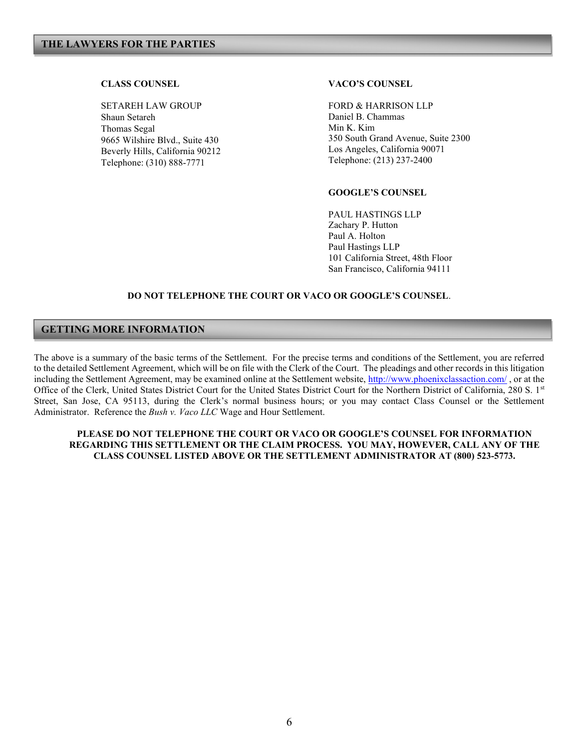## THE LAWYERS FOR THE PARTIES

**CLASS COUNSEL**

SETAREH LAW GROUP
Shaun Setareh
Thomas Segal
9665 Wilshire Blvd., Suite 430
Beverly Hills, California 90212
Telephone: (310) 888-7771

**VACO'S COUNSEL**

FORD & HARRISON LLP
Daniel B. Chammas
Min K. Kim
350 South Grand Avenue, Suite 2300
Los Angeles, California 90071
Telephone: (213) 237-2400

**GOOGLE'S COUNSEL**

PAUL HASTINGS LLP
Zachary P. Hutton
Paul A. Holton
Paul Hastings LLP
101 California Street, 48th Floor
San Francisco, California 94111

**DO NOT TELEPHONE THE COURT OR VACO OR GOOGLE'S COUNSEL**.

## GETTING MORE INFORMATION

The above is a summary of the basic terms of the Settlement. For the precise terms and conditions of the Settlement, you are referred to the detailed Settlement Agreement, which will be on file with the Clerk of the Court. The pleadings and other records in this litigation including the Settlement Agreement, may be examined online at the Settlement website, http://www.phoenixclassaction.com/ , or at the Office of the Clerk, United States District Court for the United States District Court for the Northern District of California, 280 S. 1st Street, San Jose, CA 95113, during the Clerk's normal business hours; or you may contact Class Counsel or the Settlement Administrator. Reference the *Bush v. Vaco LLC* Wage and Hour Settlement.

**PLEASE DO NOT TELEPHONE THE COURT OR VACO OR GOOGLE'S COUNSEL FOR INFORMATION REGARDING THIS SETTLEMENT OR THE CLAIM PROCESS. YOU MAY, HOWEVER, CALL ANY OF THE CLASS COUNSEL LISTED ABOVE OR THE SETTLEMENT ADMINISTRATOR AT (800) 523-5773.**